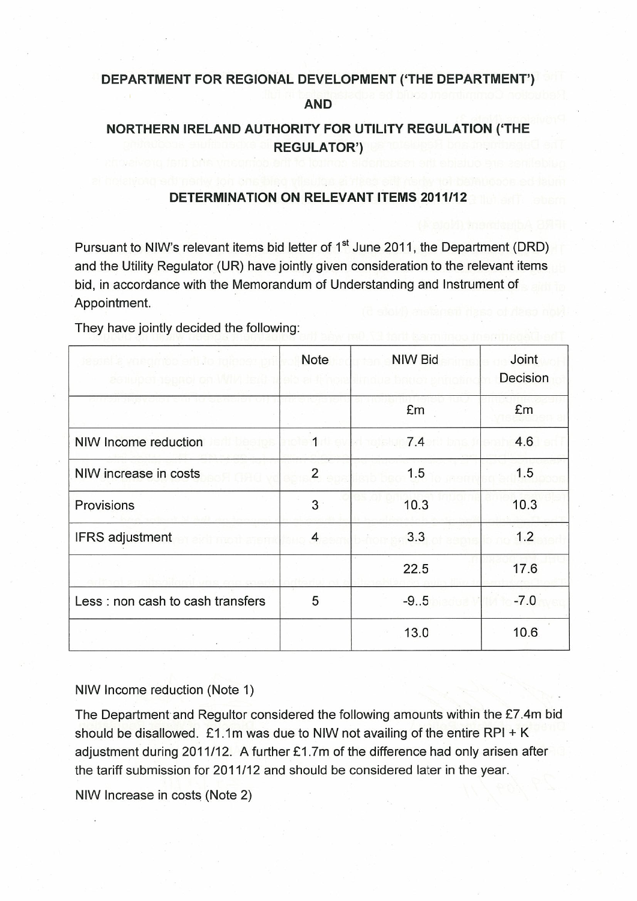**DEPARTMENT FOR REGIONAL DEVELOPMENT ('THE DEPARTMENT')**

**AND**

**NORTHERN IRELAND AUTHORITY FOR UTILITY REGULATION ('THE REGULATOR')**

**DETERMINATION ON RELEVANT ITEMS 2011/12**

Pursuant to NIW's relevant items bid letter of 1st June 2011, the Department (DRD) and the Utility Regulator (UR) have jointly given consideration to the relevant items bid, in accordance with the Memorandum of Understanding and Instrument of Appointment.

They have jointly decided the following:

| | Note | NIW Bid | Joint Decision |
|---|---|---|---|
| | | £m | £m |
| NIW Income reduction | 1 | 7.4 | 4.6 |
| NIW increase in costs | 2 | 1.5 | 1.5 |
| Provisions | 3 | 10.3 | 10.3 |
| IFRS adjustment | 4 | 3.3 | 1.2 |
| | | 22.5 | 17.6 |
| Less : non cash to cash transfers | 5 | -9..5 | -7.0 |
| | | 13.0 | 10.6 |

NIW Income reduction (Note 1)

The Department and Regultor considered the following amounts within the £7.4m bid should be disallowed. £1.1m was due to NIW not availing of the entire RPI + K adjustment during 2011/12. A further £1.7m of the difference had only arisen after the tariff submission for 2011/12 and should be considered later in the year.

NIW Increase in costs (Note 2)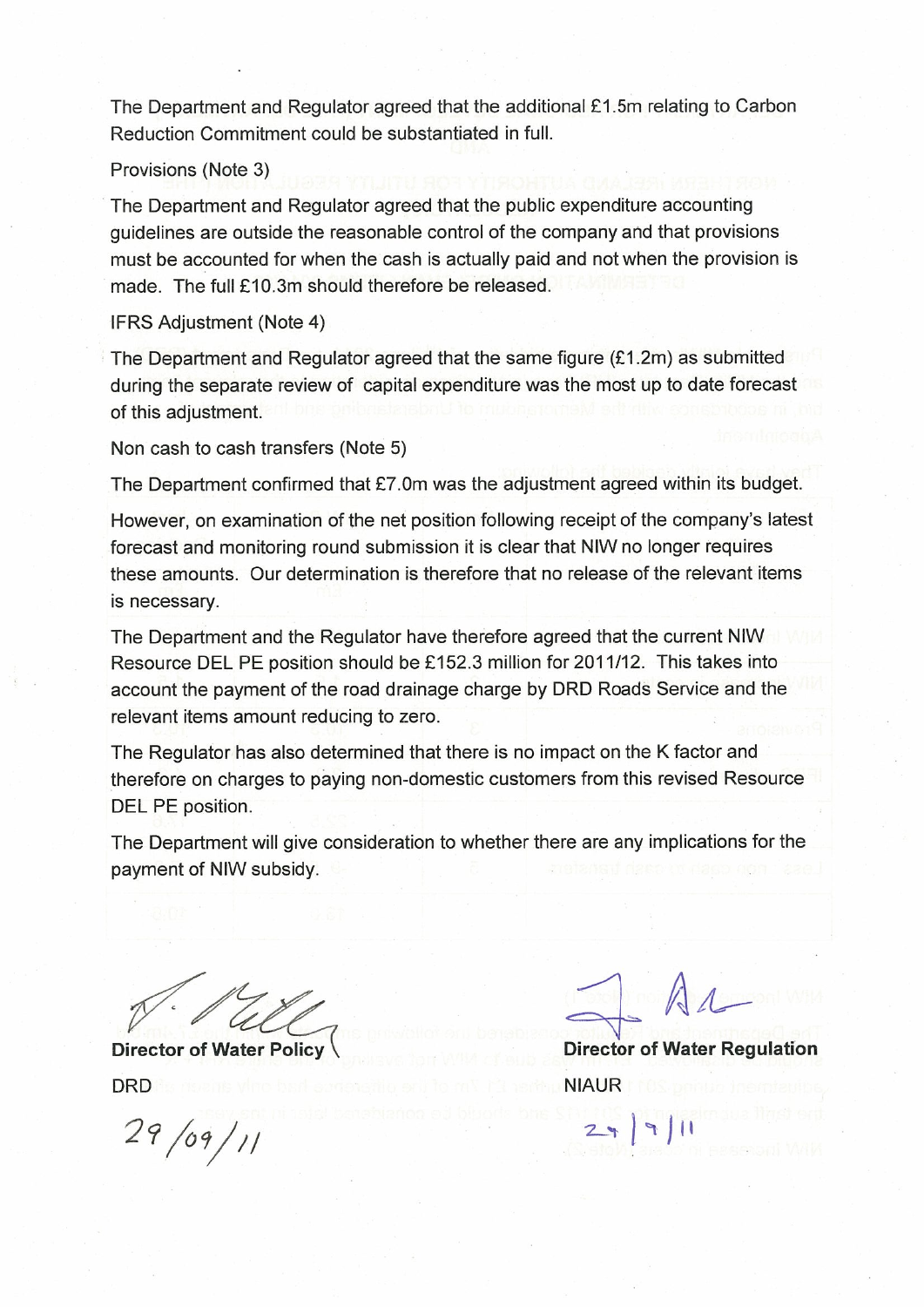The Department and Regulator agreed that the additional £1.5m relating to Carbon Reduction Commitment could be substantiated in full.

Provisions (Note 3)

The Department and Regulator agreed that the public expenditure accounting guidelines are outside the reasonable control of the company and that provisions must be accounted for when the cash is actually paid and not when the provision is made. The full £10.3m should therefore be released.

IFRS Adjustment (Note 4)

The Department and Regulator agreed that the same figure (£1.2m) as submitted during the separate review of capital expenditure was the most up to date forecast of this adjustment.

Non cash to cash transfers (Note 5)

The Department confirmed that £7.0m was the adjustment agreed within its budget.

However, on examination of the net position following receipt of the company's latest forecast and monitoring round submission it is clear that NIW no longer requires these amounts. Our determination is therefore that no release of the relevant items is necessary.

The Department and the Regulator have therefore agreed that the current NIW Resource DEL PE position should be £152.3 million for 2011/12. This takes into account the payment of the road drainage charge by DRD Roads Service and the relevant items amount reducing to zero.

The Regulator has also determined that there is no impact on the K factor and therefore on charges to paying non-domestic customers from this revised Resource DEL PE position.

The Department will give consideration to whether there are any implications for the payment of NIW subsidy.

**Director of Water Policy**

DRD

29/09/11

**Director of Water Regulation**

NIAUR

29/9/11